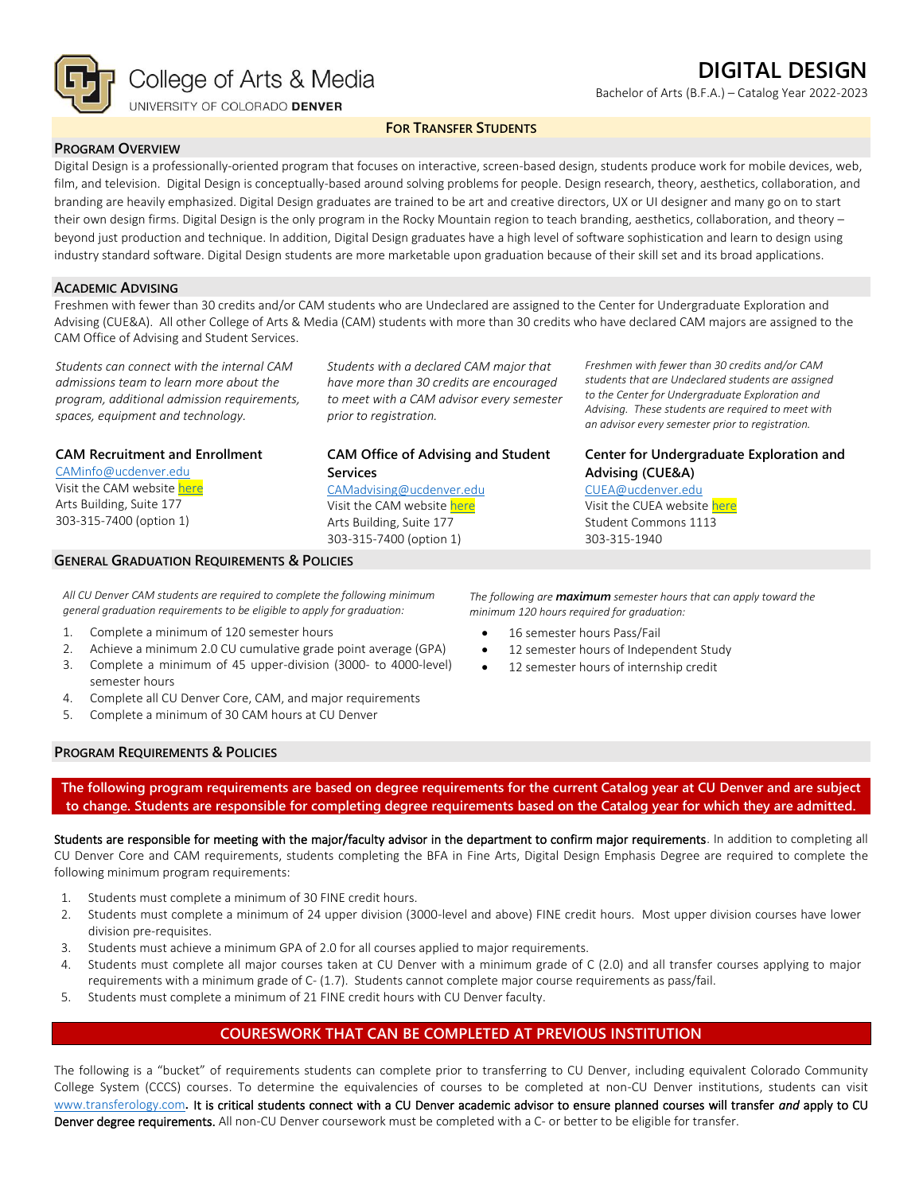College of Arts & Media
UNIVERSITY OF COLORADO **DENVER**

# DIGITAL DESIGN

Bachelor of Arts (B.F.A.) – Catalog Year 2022-2023

**FOR TRANSFER STUDENTS**

## PROGRAM OVERVIEW

Digital Design is a professionally-oriented program that focuses on interactive, screen-based design, students produce work for mobile devices, web, film, and television. Digital Design is conceptually-based around solving problems for people. Design research, theory, aesthetics, collaboration, and branding are heavily emphasized. Digital Design graduates are trained to be art and creative directors, UX or UI designer and many go on to start their own design firms. Digital Design is the only program in the Rocky Mountain region to teach branding, aesthetics, collaboration, and theory – beyond just production and technique. In addition, Digital Design graduates have a high level of software sophistication and learn to design using industry standard software. Digital Design students are more marketable upon graduation because of their skill set and its broad applications.

## ACADEMIC ADVISING

Freshmen with fewer than 30 credits and/or CAM students who are Undeclared are assigned to the Center for Undergraduate Exploration and Advising (CUE&A). All other College of Arts & Media (CAM) students with more than 30 credits who have declared CAM majors are assigned to the CAM Office of Advising and Student Services.

*Students can connect with the internal CAM admissions team to learn more about the program, additional admission requirements, spaces, equipment and technology.*

**CAM Recruitment and Enrollment**
CAMinfo@ucdenver.edu
Visit the CAM website here
Arts Building, Suite 177
303-315-7400 (option 1)

*Students with a declared CAM major that have more than 30 credits are encouraged to meet with a CAM advisor every semester prior to registration.*

**CAM Office of Advising and Student Services**
CAMadvising@ucdenver.edu
Visit the CAM website here
Arts Building, Suite 177
303-315-7400 (option 1)

*Freshmen with fewer than 30 credits and/or CAM students that are Undeclared students are assigned to the Center for Undergraduate Exploration and Advising. These students are required to meet with an advisor every semester prior to registration.*

**Center for Undergraduate Exploration and Advising (CUE&A)**
CUEA@ucdenver.edu
Visit the CUEA website here
Student Commons 1113
303-315-1940

## GENERAL GRADUATION REQUIREMENTS & POLICIES

*All CU Denver CAM students are required to complete the following minimum general graduation requirements to be eligible to apply for graduation:*

1. Complete a minimum of 120 semester hours
2. Achieve a minimum 2.0 CU cumulative grade point average (GPA)
3. Complete a minimum of 45 upper-division (3000- to 4000-level) semester hours
4. Complete all CU Denver Core, CAM, and major requirements
5. Complete a minimum of 30 CAM hours at CU Denver

*The following are* ***maximum*** *semester hours that can apply toward the minimum 120 hours required for graduation:*

- 16 semester hours Pass/Fail
- 12 semester hours of Independent Study
- 12 semester hours of internship credit

## PROGRAM REQUIREMENTS & POLICIES

**The following program requirements are based on degree requirements for the current Catalog year at CU Denver and are subject to change. Students are responsible for completing degree requirements based on the Catalog year for which they are admitted.**

Students are responsible for meeting with the major/faculty advisor in the department to confirm major requirements. In addition to completing all CU Denver Core and CAM requirements, students completing the BFA in Fine Arts, Digital Design Emphasis Degree are required to complete the following minimum program requirements:

1. Students must complete a minimum of 30 FINE credit hours.
2. Students must complete a minimum of 24 upper division (3000-level and above) FINE credit hours. Most upper division courses have lower division pre-requisites.
3. Students must achieve a minimum GPA of 2.0 for all courses applied to major requirements.
4. Students must complete all major courses taken at CU Denver with a minimum grade of C (2.0) and all transfer courses applying to major requirements with a minimum grade of C- (1.7). Students cannot complete major course requirements as pass/fail.
5. Students must complete a minimum of 21 FINE credit hours with CU Denver faculty.

## COURESWORK THAT CAN BE COMPLETED AT PREVIOUS INSTITUTION

The following is a "bucket" of requirements students can complete prior to transferring to CU Denver, including equivalent Colorado Community College System (CCCS) courses. To determine the equivalencies of courses to be completed at non-CU Denver institutions, students can visit www.transferology.com. **It is critical students connect with a CU Denver academic advisor to ensure planned courses will transfer *and* apply to CU Denver degree requirements.** All non-CU Denver coursework must be completed with a C- or better to be eligible for transfer.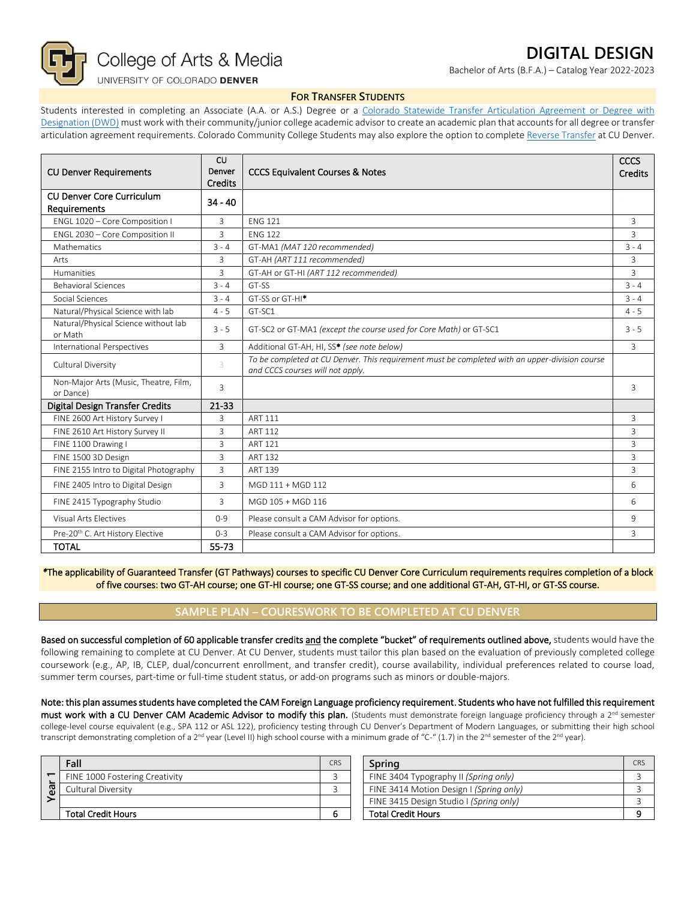College of Arts & Media
UNIVERSITY OF COLORADO **DENVER**

# DIGITAL DESIGN

Bachelor of Arts (B.F.A.) – Catalog Year 2022-2023

## FOR TRANSFER STUDENTS

Students interested in completing an Associate (A.A. or A.S.) Degree or a Colorado Statewide Transfer Articulation Agreement or Degree with Designation (DWD) must work with their community/junior college academic advisor to create an academic plan that accounts for all degree or transfer articulation agreement requirements. Colorado Community College Students may also explore the option to complete Reverse Transfer at CU Denver.

| CU Denver Requirements | CU Denver Credits | CCCS Equivalent Courses & Notes | CCCS Credits |
|---|---|---|---|
| CU Denver Core Curriculum Requirements | 34 - 40 | | |
| ENGL 1020 – Core Composition I | 3 | ENG 121 | 3 |
| ENGL 2030 – Core Composition II | 3 | ENG 122 | 3 |
| Mathematics | 3 - 4 | GT-MA1 *(MAT 120 recommended)* | 3 - 4 |
| Arts | 3 | GT-AH *(ART 111 recommended)* | 3 |
| Humanities | 3 | GT-AH or GT-HI *(ART 112 recommended)* | 3 |
| Behavioral Sciences | 3 - 4 | GT-SS | 3 - 4 |
| Social Sciences | 3 - 4 | GT-SS or GT-HI* | 3 - 4 |
| Natural/Physical Science with lab | 4 - 5 | GT-SC1 | 4 - 5 |
| Natural/Physical Science without lab or Math | 3 - 5 | GT-SC2 or GT-MA1 *(except the course used for Core Math)* or GT-SC1 | 3 - 5 |
| International Perspectives | 3 | Additional GT-AH, HI, SS* *(see note below)* | 3 |
| Cultural Diversity | 3 | *To be completed at CU Denver. This requirement must be completed with an upper-division course and CCCS courses will not apply.* | |
| Non-Major Arts (Music, Theatre, Film, or Dance) | 3 | | 3 |
| Digital Design Transfer Credits | 21-33 | | |
| FINE 2600 Art History Survey I | 3 | ART 111 | 3 |
| FINE 2610 Art History Survey II | 3 | ART 112 | 3 |
| FINE 1100 Drawing I | 3 | ART 121 | 3 |
| FINE 1500 3D Design | 3 | ART 132 | 3 |
| FINE 2155 Intro to Digital Photography | 3 | ART 139 | 3 |
| FINE 2405 Intro to Digital Design | 3 | MGD 111 + MGD 112 | 6 |
| FINE 2415 Typography Studio | 3 | MGD 105 + MGD 116 | 6 |
| Visual Arts Electives | 0-9 | Please consult a CAM Advisor for options. | 9 |
| Pre-20th C. Art History Elective | 0-3 | Please consult a CAM Advisor for options. | 3 |
| **TOTAL** | **55-73** | | |

*The applicability of Guaranteed Transfer (GT Pathways) courses to specific CU Denver Core Curriculum requirements requires completion of a block of five courses: two GT-AH course; one GT-HI course; one GT-SS course; and one additional GT-AH, GT-HI, or GT-SS course.

## SAMPLE PLAN – COURESWORK TO BE COMPLETED AT CU DENVER

**Based on successful completion of 60 applicable transfer credits and the complete "bucket" of requirements outlined above,** students would have the following remaining to complete at CU Denver. At CU Denver, students must tailor this plan based on the evaluation of previously completed college coursework (e.g., AP, IB, CLEP, dual/concurrent enrollment, and transfer credit), course availability, individual preferences related to course load, summer term courses, part-time or full-time student status, or add-on programs such as minors or double-majors.

**Note: this plan assumes students have completed the CAM Foreign Language proficiency requirement. Students who have not fulfilled this requirement must work with a CU Denver CAM Academic Advisor to modify this plan.** (Students must demonstrate foreign language proficiency through a 2nd semester college-level course equivalent (e.g., SPA 112 or ASL 122), proficiency testing through CU Denver's Department of Modern Languages, or submitting their high school transcript demonstrating completion of a 2nd year (Level II) high school course with a minimum grade of "C-" (1.7) in the 2nd semester of the 2nd year).

**Year 1**

| Fall | CRS |
|---|---|
| FINE 1000 Fostering Creativity | 3 |
| Cultural Diversity | 3 |
| | |
| **Total Credit Hours** | **6** |

| Spring | CRS |
|---|---|
| FINE 3404 Typography II *(Spring only)* | 3 |
| FINE 3414 Motion Design I *(Spring only)* | 3 |
| FINE 3415 Design Studio I *(Spring only)* | 3 |
| **Total Credit Hours** | **9** |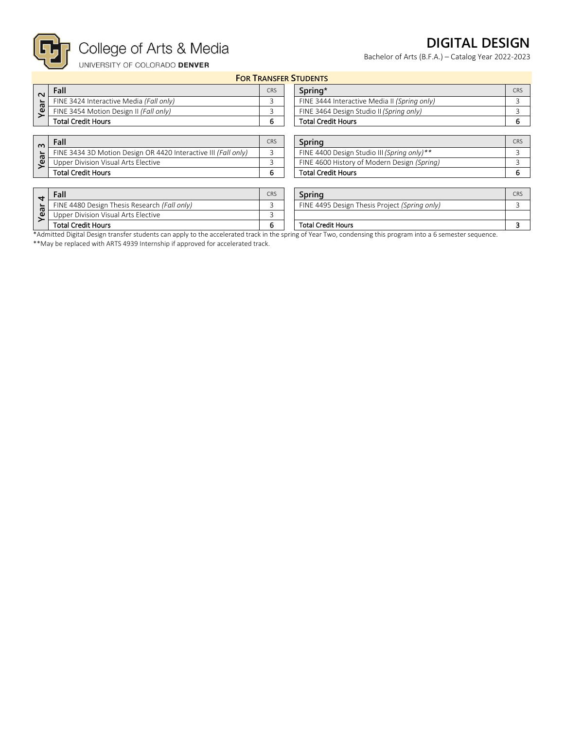# DIGITAL DESIGN

College of Arts & Media
UNIVERSITY OF COLORADO **DENVER**

Bachelor of Arts (B.F.A.) – Catalog Year 2022-2023

## FOR TRANSFER STUDENTS

**Year 2**

| Fall | CRS |
|---|---|
| FINE 3424 Interactive Media *(Fall only)* | 3 |
| FINE 3454 Motion Design II *(Fall only)* | 3 |
| **Total Credit Hours** | **6** |

| Spring* | CRS |
|---|---|
| FINE 3444 Interactive Media II *(Spring only)* | 3 |
| FINE 3464 Design Studio II *(Spring only)* | 3 |
| **Total Credit Hours** | **6** |

**Year 3**

| Fall | CRS |
|---|---|
| FINE 3434 3D Motion Design OR 4420 Interactive III *(Fall only)* | 3 |
| Upper Division Visual Arts Elective | 3 |
| **Total Credit Hours** | **6** |

| Spring | CRS |
|---|---|
| FINE 4400 Design Studio III *(Spring only)*** | 3 |
| FINE 4600 History of Modern Design *(Spring)* | 3 |
| **Total Credit Hours** | **6** |

**Year 4**

| Fall | CRS |
|---|---|
| FINE 4480 Design Thesis Research *(Fall only)* | 3 |
| Upper Division Visual Arts Elective | 3 |
| **Total Credit Hours** | **6** |

| Spring | CRS |
|---|---|
| FINE 4495 Design Thesis Project *(Spring only)* | 3 |
| | |
| **Total Credit Hours** | **3** |

*Admitted Digital Design transfer students can apply to the accelerated track in the spring of Year Two, condensing this program into a 6 semester sequence.

**May be replaced with ARTS 4939 Internship if approved for accelerated track.